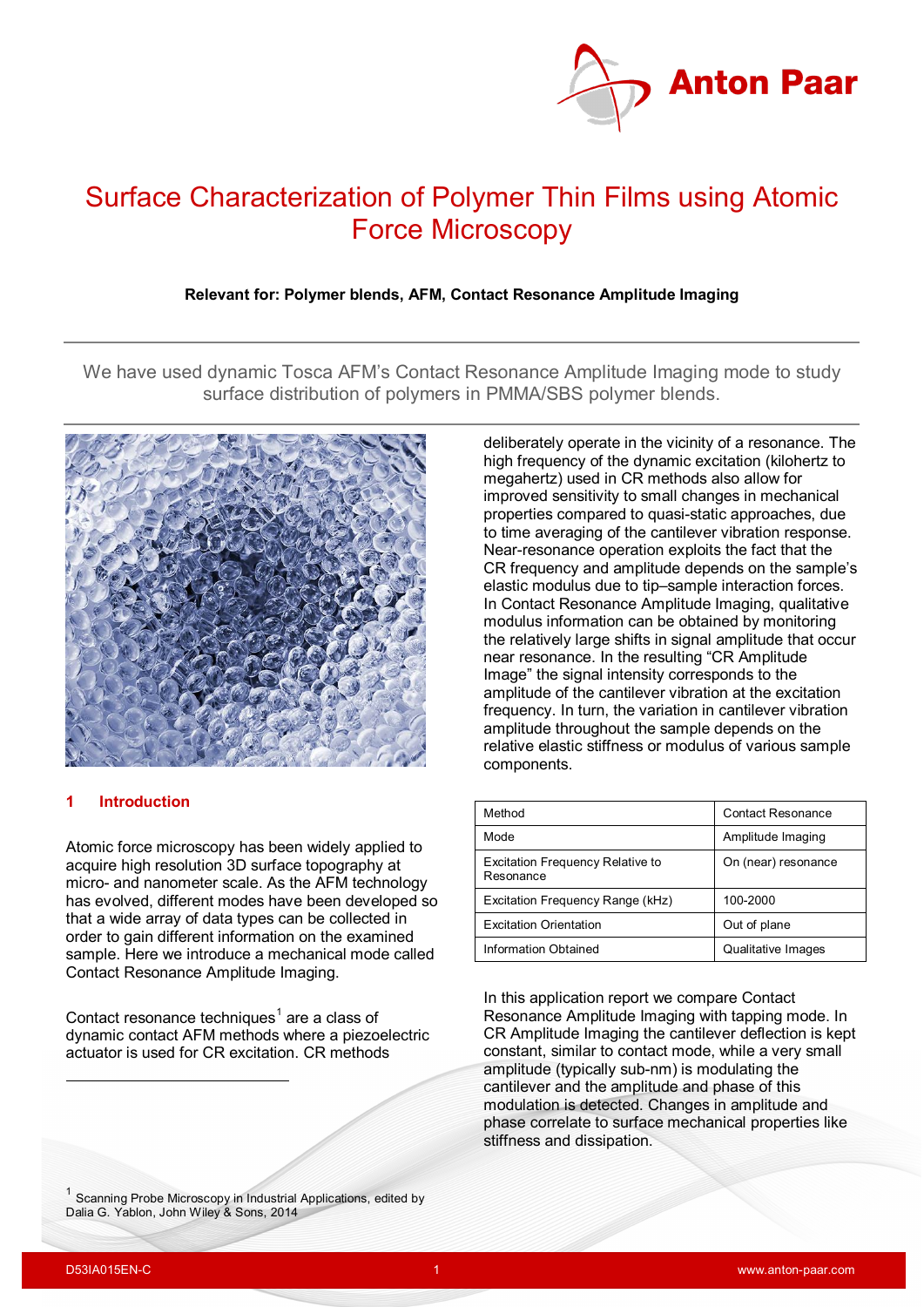# Surface Characterization of Polymer Thin Films using Atomic Force Microscopy

**Relevant for: Polymer blends, AFM, Contact Resonance Amplitude Imaging**

We have used dynamic Tosca AFM's Contact Resonance Amplitude Imaging mode to study surface distribution of polymers in PMMA/SBS polymer blends.

## 1 Introduction

Atomic force microscopy has been widely applied to acquire high resolution 3D surface topography at micro- and nanometer scale. As the AFM technology has evolved, different modes have been developed so that a wide array of data types can be collected in order to gain different information on the examined sample. Here we introduce a mechanical mode called Contact Resonance Amplitude Imaging.

Contact resonance techniques[1] are a class of dynamic contact AFM methods where a piezoelectric actuator is used for CR excitation. CR methods deliberately operate in the vicinity of a resonance. The high frequency of the dynamic excitation (kilohertz to megahertz) used in CR methods also allow for improved sensitivity to small changes in mechanical properties compared to quasi-static approaches, due to time averaging of the cantilever vibration response. Near-resonance operation exploits the fact that the CR frequency and amplitude depends on the sample's elastic modulus due to tip–sample interaction forces. In Contact Resonance Amplitude Imaging, qualitative modulus information can be obtained by monitoring the relatively large shifts in signal amplitude that occur near resonance. In the resulting "CR Amplitude Image" the signal intensity corresponds to the amplitude of the cantilever vibration at the excitation frequency. In turn, the variation in cantilever vibration amplitude throughout the sample depends on the relative elastic stiffness or modulus of various sample components.

| Method | Contact Resonance |
|---|---|
| Mode | Amplitude Imaging |
| Excitation Frequency Relative to Resonance | On (near) resonance |
| Excitation Frequency Range (kHz) | 100-2000 |
| Excitation Orientation | Out of plane |
| Information Obtained | Qualitative Images |

In this application report we compare Contact Resonance Amplitude Imaging with tapping mode. In CR Amplitude Imaging the cantilever deflection is kept constant, similar to contact mode, while a very small amplitude (typically sub-nm) is modulating the cantilever and the amplitude and phase of this modulation is detected. Changes in amplitude and phase correlate to surface mechanical properties like stiffness and dissipation.

[1] Scanning Probe Microscopy in Industrial Applications, edited by Dalia G. Yablon, John Wiley & Sons, 2014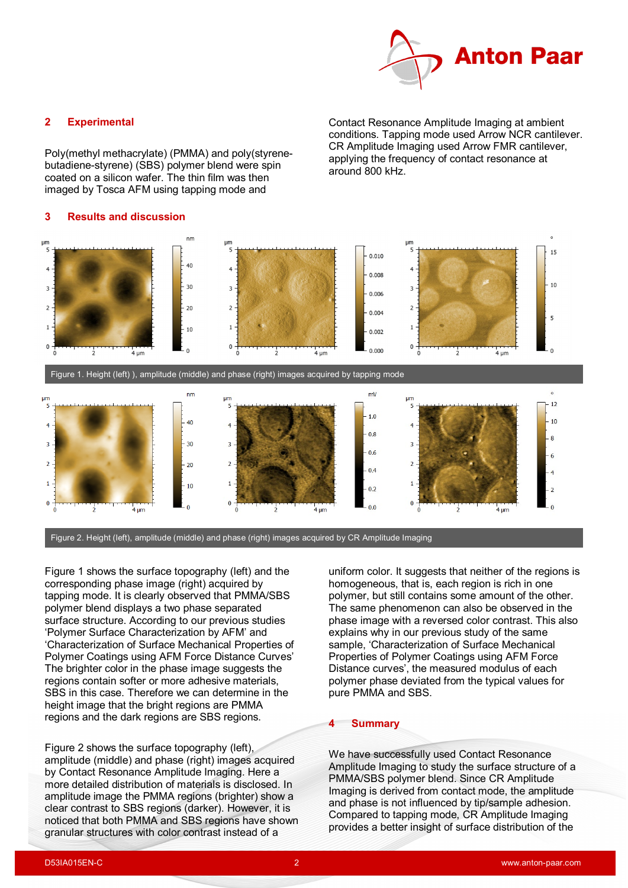## 2 Experimental

Poly(methyl methacrylate) (PMMA) and poly(styrene-butadiene-styrene) (SBS) polymer blend were spin coated on a silicon wafer. The thin film was then imaged by Tosca AFM using tapping mode and Contact Resonance Amplitude Imaging at ambient conditions. Tapping mode used Arrow NCR cantilever. CR Amplitude Imaging used Arrow FMR cantilever, applying the frequency of contact resonance at around 800 kHz.

## 3 Results and discussion

Figure 1. Height (left) ), amplitude (middle) and phase (right) images acquired by tapping mode

Figure 2. Height (left), amplitude (middle) and phase (right) images acquired by CR Amplitude Imaging

Figure 1 shows the surface topography (left) and the corresponding phase image (right) acquired by tapping mode. It is clearly observed that PMMA/SBS polymer blend displays a two phase separated surface structure. According to our previous studies 'Polymer Surface Characterization by AFM' and 'Characterization of Surface Mechanical Properties of Polymer Coatings using AFM Force Distance Curves' The brighter color in the phase image suggests the regions contain softer or more adhesive materials, SBS in this case. Therefore we can determine in the height image that the bright regions are PMMA regions and the dark regions are SBS regions.

Figure 2 shows the surface topography (left), amplitude (middle) and phase (right) images acquired by Contact Resonance Amplitude Imaging. Here a more detailed distribution of materials is disclosed. In amplitude image the PMMA regions (brighter) show a clear contrast to SBS regions (darker). However, it is noticed that both PMMA and SBS regions have shown granular structures with color contrast instead of a uniform color. It suggests that neither of the regions is homogeneous, that is, each region is rich in one polymer, but still contains some amount of the other. The same phenomenon can also be observed in the phase image with a reversed color contrast. This also explains why in our previous study of the same sample, 'Characterization of Surface Mechanical Properties of Polymer Coatings using AFM Force Distance curves', the measured modulus of each polymer phase deviated from the typical values for pure PMMA and SBS.

## 4 Summary

We have successfully used Contact Resonance Amplitude Imaging to study the surface structure of a PMMA/SBS polymer blend. Since CR Amplitude Imaging is derived from contact mode, the amplitude and phase is not influenced by tip/sample adhesion. Compared to tapping mode, CR Amplitude Imaging provides a better insight of surface distribution of the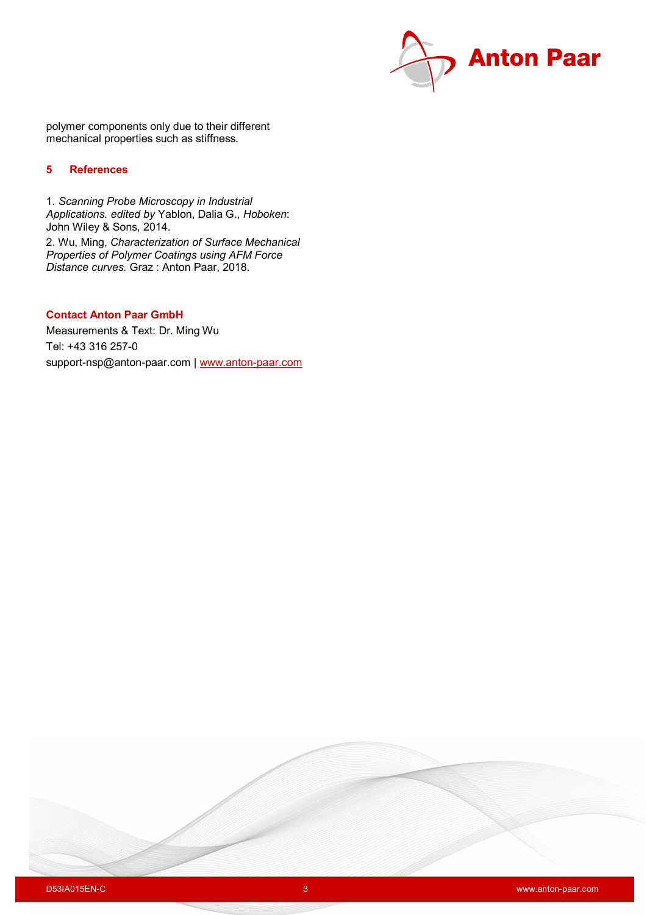polymer components only due to their different mechanical properties such as stiffness.

## 5 References

1. *Scanning Probe Microscopy in Industrial Applications. edited by* Yablon, Dalia G., *Hoboken*: John Wiley & Sons, 2014.

2. Wu, Ming, *Characterization of Surface Mechanical Properties of Polymer Coatings using AFM Force Distance curves.* Graz : Anton Paar, 2018.

**Contact Anton Paar GmbH**

Measurements & Text: Dr. Ming Wu

Tel: +43 316 257-0

support-nsp@anton-paar.com | www.anton-paar.com